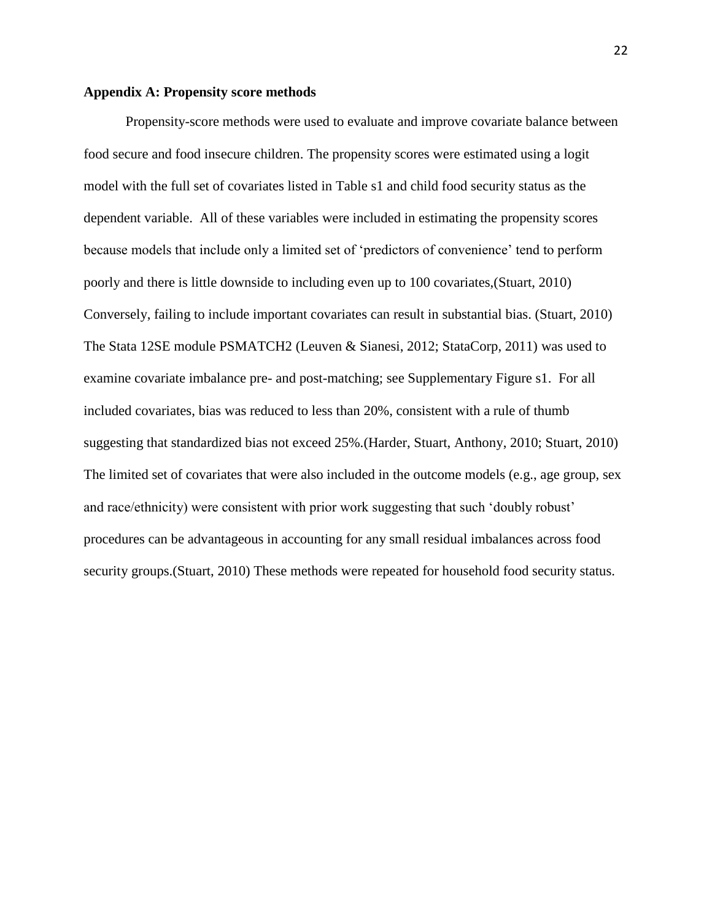## Appendix A: Propensity score methods

Propensity-score methods were used to evaluate and improve covariate balance between food secure and food insecure children. The propensity scores were estimated using a logit model with the full set of covariates listed in Table s1 and child food security status as the dependent variable. All of these variables were included in estimating the propensity scores because models that include only a limited set of 'predictors of convenience' tend to perform poorly and there is little downside to including even up to 100 covariates,(Stuart, 2010) Conversely, failing to include important covariates can result in substantial bias. (Stuart, 2010) The Stata 12SE module PSMATCH2 (Leuven & Sianesi, 2012; StataCorp, 2011) was used to examine covariate imbalance pre- and post-matching; see Supplementary Figure s1. For all included covariates, bias was reduced to less than 20%, consistent with a rule of thumb suggesting that standardized bias not exceed 25%.(Harder, Stuart, Anthony, 2010; Stuart, 2010) The limited set of covariates that were also included in the outcome models (e.g., age group, sex and race/ethnicity) were consistent with prior work suggesting that such 'doubly robust' procedures can be advantageous in accounting for any small residual imbalances across food security groups.(Stuart, 2010) These methods were repeated for household food security status.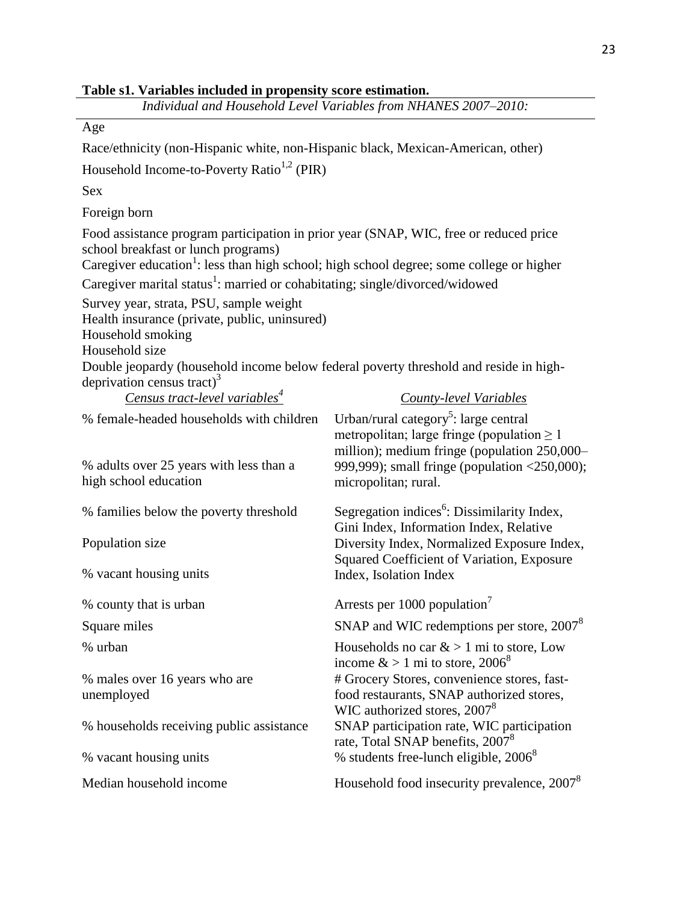**Table s1. Variables included in propensity score estimation.**

*Individual and Household Level Variables from NHANES 2007–2010:*

Age

Race/ethnicity (non-Hispanic white, non-Hispanic black, Mexican-American, other)

Household Income-to-Poverty Ratio[1,2] (PIR)

Sex

Foreign born

Food assistance program participation in prior year (SNAP, WIC, free or reduced price school breakfast or lunch programs)

Caregiver education[1]: less than high school; high school degree; some college or higher

Caregiver marital status[1]: married or cohabitating; single/divorced/widowed

Survey year, strata, PSU, sample weight

Health insurance (private, public, uninsured)

Household smoking

Household size

Double jeopardy (household income below federal poverty threshold and reside in high-deprivation census tract)[3]

| *Census tract-level variables[4]* | *County-level Variables* |
|---|---|
| % female-headed households with children | Urban/rural category[5]: large central metropolitan; large fringe (population ≥ 1 million); medium fringe (population 250,000–999,999); small fringe (population <250,000); micropolitan; rural. |
| % adults over 25 years with less than a high school education | |
| % families below the poverty threshold | Segregation indices[6]: Dissimilarity Index, Gini Index, Information Index, Relative Diversity Index, Normalized Exposure Index, Squared Coefficient of Variation, Exposure Index, Isolation Index |
| Population size | |
| % vacant housing units | |
| % county that is urban | Arrests per 1000 population[7] |
| Square miles | SNAP and WIC redemptions per store, 2007[8] |
| % urban | Households no car & > 1 mi to store, Low income & > 1 mi to store, 2006[8] |
| % males over 16 years who are unemployed | # Grocery Stores, convenience stores, fast-food restaurants, SNAP authorized stores, WIC authorized stores, 2007[8] |
| % households receiving public assistance | SNAP participation rate, WIC participation rate, Total SNAP benefits, 2007[8] |
| % vacant housing units | % students free-lunch eligible, 2006[8] |
| Median household income | Household food insecurity prevalence, 2007[8] |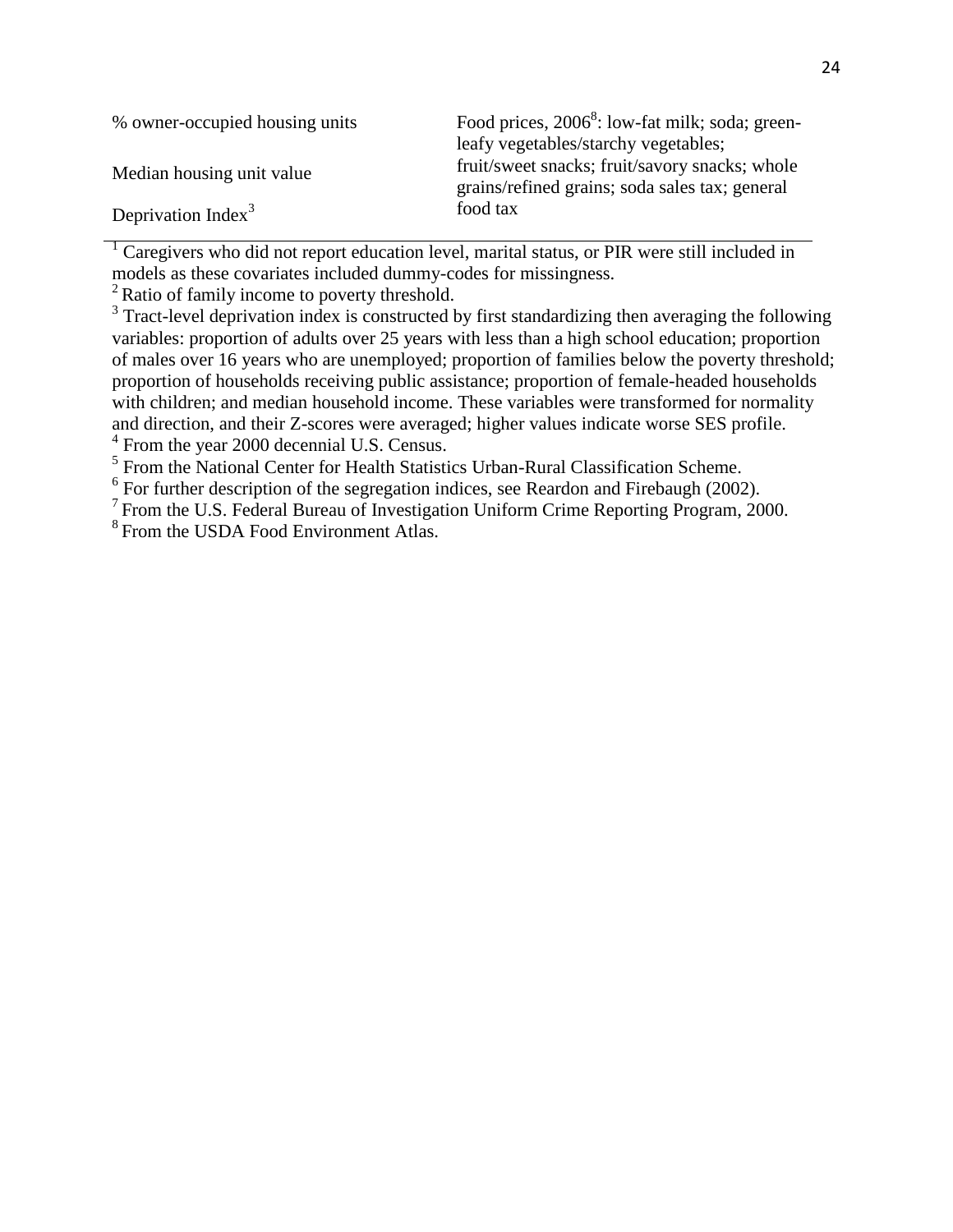| | |
|---|---|
| % owner-occupied housing units | Food prices, 2006[8]: low-fat milk; soda; green-leafy vegetables/starchy vegetables; fruit/sweet snacks; fruit/savory snacks; whole grains/refined grains; soda sales tax; general food tax |
| Median housing unit value | |
| Deprivation Index[3] | |

[1] Caregivers who did not report education level, marital status, or PIR were still included in models as these covariates included dummy-codes for missingness.
[2] Ratio of family income to poverty threshold.
[3] Tract-level deprivation index is constructed by first standardizing then averaging the following variables: proportion of adults over 25 years with less than a high school education; proportion of males over 16 years who are unemployed; proportion of families below the poverty threshold; proportion of households receiving public assistance; proportion of female-headed households with children; and median household income. These variables were transformed for normality and direction, and their Z-scores were averaged; higher values indicate worse SES profile.
[4] From the year 2000 decennial U.S. Census.
[5] From the National Center for Health Statistics Urban-Rural Classification Scheme.
[6] For further description of the segregation indices, see Reardon and Firebaugh (2002).
[7] From the U.S. Federal Bureau of Investigation Uniform Crime Reporting Program, 2000.
[8] From the USDA Food Environment Atlas.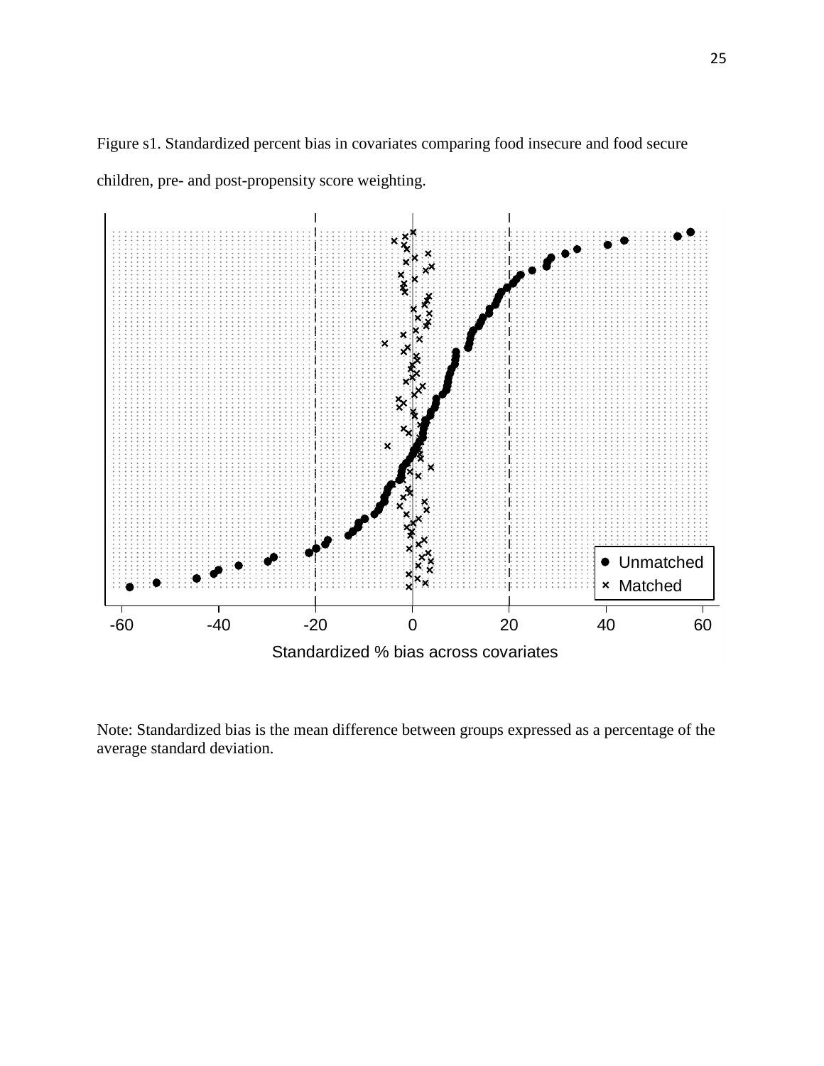Figure s1. Standardized percent bias in covariates comparing food insecure and food secure children, pre- and post-propensity score weighting.

Note: Standardized bias is the mean difference between groups expressed as a percentage of the average standard deviation.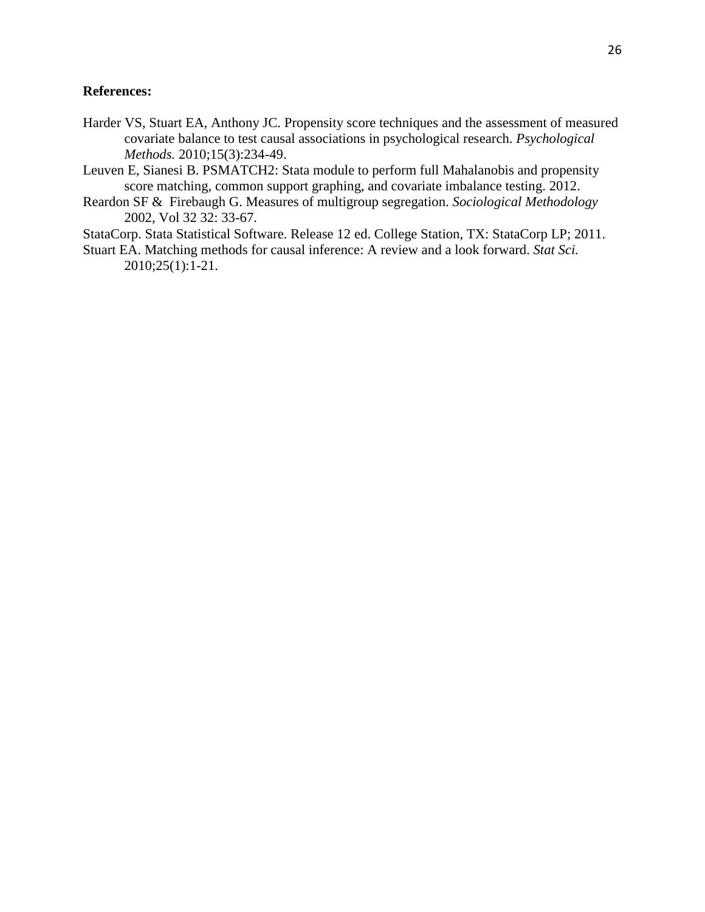**References:**

Harder VS, Stuart EA, Anthony JC. Propensity score techniques and the assessment of measured covariate balance to test causal associations in psychological research. *Psychological Methods.* 2010;15(3):234-49.

Leuven E, Sianesi B. PSMATCH2: Stata module to perform full Mahalanobis and propensity score matching, common support graphing, and covariate imbalance testing. 2012.

Reardon SF & Firebaugh G. Measures of multigroup segregation. *Sociological Methodology* 2002, Vol 32 32: 33-67.

StataCorp. Stata Statistical Software. Release 12 ed. College Station, TX: StataCorp LP; 2011.

Stuart EA. Matching methods for causal inference: A review and a look forward. *Stat Sci.* 2010;25(1):1-21.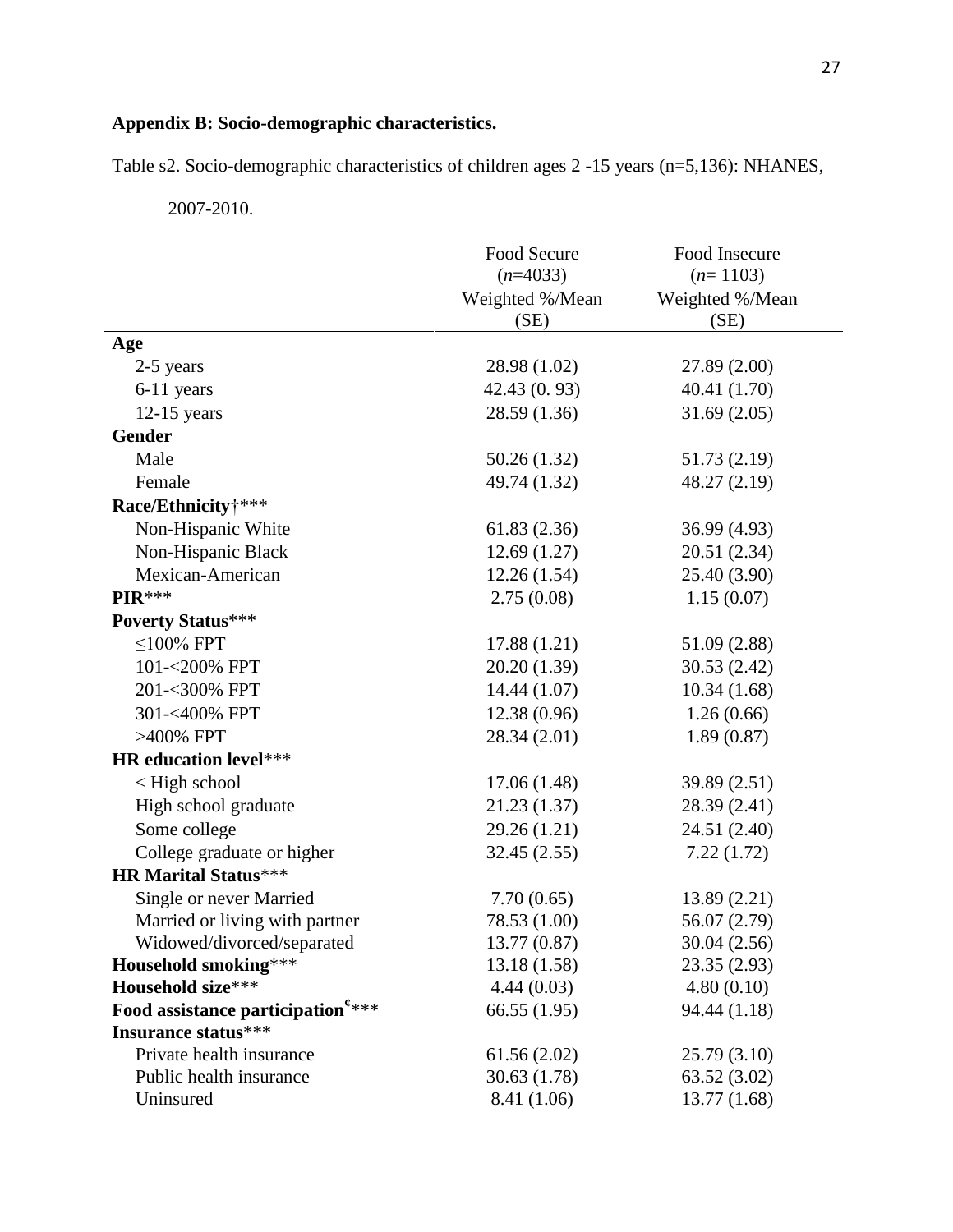**Appendix B: Socio-demographic characteristics.**

Table s2. Socio-demographic characteristics of children ages 2 -15 years (n=5,136): NHANES, 2007-2010.

| | Food Secure (*n*=4033) Weighted %/Mean (SE) | Food Insecure (*n*= 1103) Weighted %/Mean (SE) |
|---|---|---|
| **Age** | | |
| 2-5 years | 28.98 (1.02) | 27.89 (2.00) |
| 6-11 years | 42.43 (0. 93) | 40.41 (1.70) |
| 12-15 years | 28.59 (1.36) | 31.69 (2.05) |
| **Gender** | | |
| Male | 50.26 (1.32) | 51.73 (2.19) |
| Female | 49.74 (1.32) | 48.27 (2.19) |
| **Race/Ethnicity†**\*\*\* | | |
| Non-Hispanic White | 61.83 (2.36) | 36.99 (4.93) |
| Non-Hispanic Black | 12.69 (1.27) | 20.51 (2.34) |
| Mexican-American | 12.26 (1.54) | 25.40 (3.90) |
| **PIR**\*\*\* | 2.75 (0.08) | 1.15 (0.07) |
| **Poverty Status**\*\*\* | | |
| ≤100% FPT | 17.88 (1.21) | 51.09 (2.88) |
| 101-<200% FPT | 20.20 (1.39) | 30.53 (2.42) |
| 201-<300% FPT | 14.44 (1.07) | 10.34 (1.68) |
| 301-<400% FPT | 12.38 (0.96) | 1.26 (0.66) |
| >400% FPT | 28.34 (2.01) | 1.89 (0.87) |
| **HR education level**\*\*\* | | |
| < High school | 17.06 (1.48) | 39.89 (2.51) |
| High school graduate | 21.23 (1.37) | 28.39 (2.41) |
| Some college | 29.26 (1.21) | 24.51 (2.40) |
| College graduate or higher | 32.45 (2.55) | 7.22 (1.72) |
| **HR Marital Status**\*\*\* | | |
| Single or never Married | 7.70 (0.65) | 13.89 (2.21) |
| Married or living with partner | 78.53 (1.00) | 56.07 (2.79) |
| Widowed/divorced/separated | 13.77 (0.87) | 30.04 (2.56) |
| **Household smoking**\*\*\* | 13.18 (1.58) | 23.35 (2.93) |
| **Household size**\*\*\* | 4.44 (0.03) | 4.80 (0.10) |
| **Food assistance participation**[¢]\*\*\* | 66.55 (1.95) | 94.44 (1.18) |
| **Insurance status**\*\*\* | | |
| Private health insurance | 61.56 (2.02) | 25.79 (3.10) |
| Public health insurance | 30.63 (1.78) | 63.52 (3.02) |
| Uninsured | 8.41 (1.06) | 13.77 (1.68) |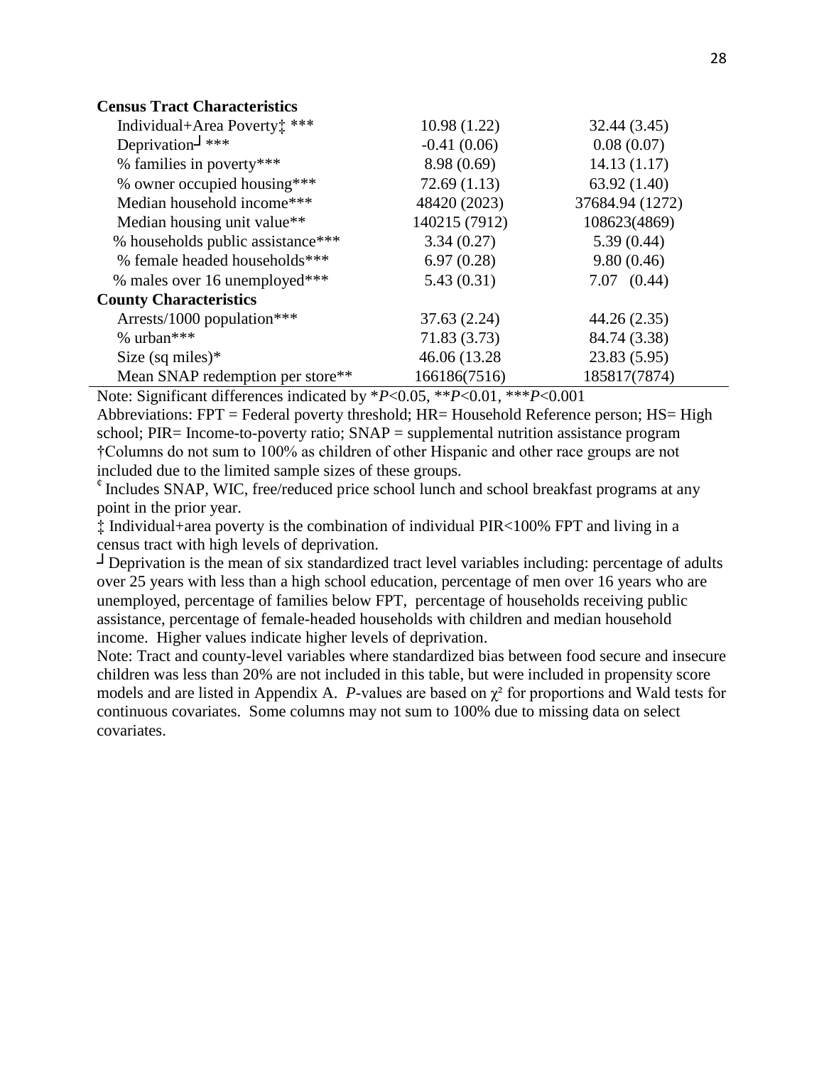| | | |
|---|---|---|
| **Census Tract Characteristics** | | |
| Individual+Area Poverty‡ *** | 10.98 (1.22) | 32.44 (3.45) |
| Deprivation┘ *** | -0.41 (0.06) | 0.08 (0.07) |
| % families in poverty*** | 8.98 (0.69) | 14.13 (1.17) |
| % owner occupied housing*** | 72.69 (1.13) | 63.92 (1.40) |
| Median household income*** | 48420 (2023) | 37684.94 (1272) |
| Median housing unit value** | 140215 (7912) | 108623(4869) |
| % households public assistance*** | 3.34 (0.27) | 5.39 (0.44) |
| % female headed households*** | 6.97 (0.28) | 9.80 (0.46) |
| % males over 16 unemployed*** | 5.43 (0.31) | 7.07 (0.44) |
| **County Characteristics** | | |
| Arrests/1000 population*** | 37.63 (2.24) | 44.26 (2.35) |
| % urban*** | 71.83 (3.73) | 84.74 (3.38) |
| Size (sq miles)* | 46.06 (13.28 | 23.83 (5.95) |
| Mean SNAP redemption per store** | 166186(7516) | 185817(7874) |

Note: Significant differences indicated by *$P$<0.05, **$P$<0.01, ***$P$<0.001

Abbreviations: FPT = Federal poverty threshold; HR= Household Reference person; HS= High school; PIR= Income-to-poverty ratio; SNAP = supplemental nutrition assistance program

†Columns do not sum to 100% as children of other Hispanic and other race groups are not included due to the limited sample sizes of these groups.

¢ Includes SNAP, WIC, free/reduced price school lunch and school breakfast programs at any point in the prior year.

‡ Individual+area poverty is the combination of individual PIR<100% FPT and living in a census tract with high levels of deprivation.

┘ Deprivation is the mean of six standardized tract level variables including: percentage of adults over 25 years with less than a high school education, percentage of men over 16 years who are unemployed, percentage of families below FPT, percentage of households receiving public assistance, percentage of female-headed households with children and median household income. Higher values indicate higher levels of deprivation.

Note: Tract and county-level variables where standardized bias between food secure and insecure children was less than 20% are not included in this table, but were included in propensity score models and are listed in Appendix A. $P$-values are based on $\chi^2$ for proportions and Wald tests for continuous covariates. Some columns may not sum to 100% due to missing data on select covariates.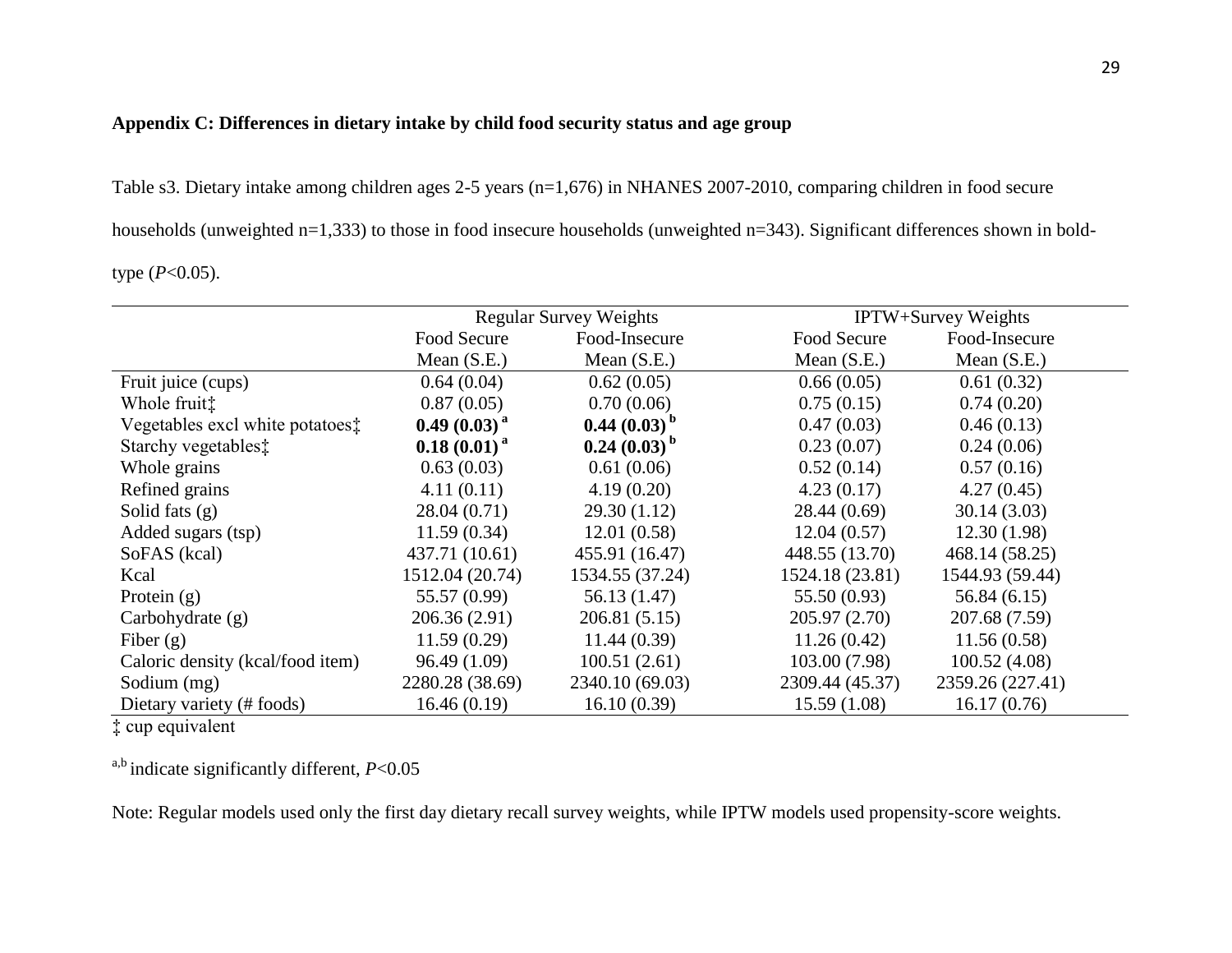**Appendix C: Differences in dietary intake by child food security status and age group**

Table s3. Dietary intake among children ages 2-5 years (n=1,676) in NHANES 2007-2010, comparing children in food secure households (unweighted n=1,333) to those in food insecure households (unweighted n=343). Significant differences shown in bold-type (*P*<0.05).

| | Regular Survey Weights | | IPTW+Survey Weights | |
|---|---|---|---|---|
| | Food Secure | Food-Insecure | Food Secure | Food-Insecure |
| | Mean (S.E.) | Mean (S.E.) | Mean (S.E.) | Mean (S.E.) |
| Fruit juice (cups) | 0.64 (0.04) | 0.62 (0.05) | 0.66 (0.05) | 0.61 (0.32) |
| Whole fruit‡ | 0.87 (0.05) | 0.70 (0.06) | 0.75 (0.15) | 0.74 (0.20) |
| Vegetables excl white potatoes‡ | **0.49 (0.03)** [a] | **0.44 (0.03)** [b] | 0.47 (0.03) | 0.46 (0.13) |
| Starchy vegetables‡ | **0.18 (0.01)** [a] | **0.24 (0.03)** [b] | 0.23 (0.07) | 0.24 (0.06) |
| Whole grains | 0.63 (0.03) | 0.61 (0.06) | 0.52 (0.14) | 0.57 (0.16) |
| Refined grains | 4.11 (0.11) | 4.19 (0.20) | 4.23 (0.17) | 4.27 (0.45) |
| Solid fats (g) | 28.04 (0.71) | 29.30 (1.12) | 28.44 (0.69) | 30.14 (3.03) |
| Added sugars (tsp) | 11.59 (0.34) | 12.01 (0.58) | 12.04 (0.57) | 12.30 (1.98) |
| SoFAS (kcal) | 437.71 (10.61) | 455.91 (16.47) | 448.55 (13.70) | 468.14 (58.25) |
| Kcal | 1512.04 (20.74) | 1534.55 (37.24) | 1524.18 (23.81) | 1544.93 (59.44) |
| Protein (g) | 55.57 (0.99) | 56.13 (1.47) | 55.50 (0.93) | 56.84 (6.15) |
| Carbohydrate (g) | 206.36 (2.91) | 206.81 (5.15) | 205.97 (2.70) | 207.68 (7.59) |
| Fiber (g) | 11.59 (0.29) | 11.44 (0.39) | 11.26 (0.42) | 11.56 (0.58) |
| Caloric density (kcal/food item) | 96.49 (1.09) | 100.51 (2.61) | 103.00 (7.98) | 100.52 (4.08) |
| Sodium (mg) | 2280.28 (38.69) | 2340.10 (69.03) | 2309.44 (45.37) | 2359.26 (227.41) |
| Dietary variety (# foods) | 16.46 (0.19) | 16.10 (0.39) | 15.59 (1.08) | 16.17 (0.76) |

‡ cup equivalent

[a,b] indicate significantly different, *P*<0.05

Note: Regular models used only the first day dietary recall survey weights, while IPTW models used propensity-score weights.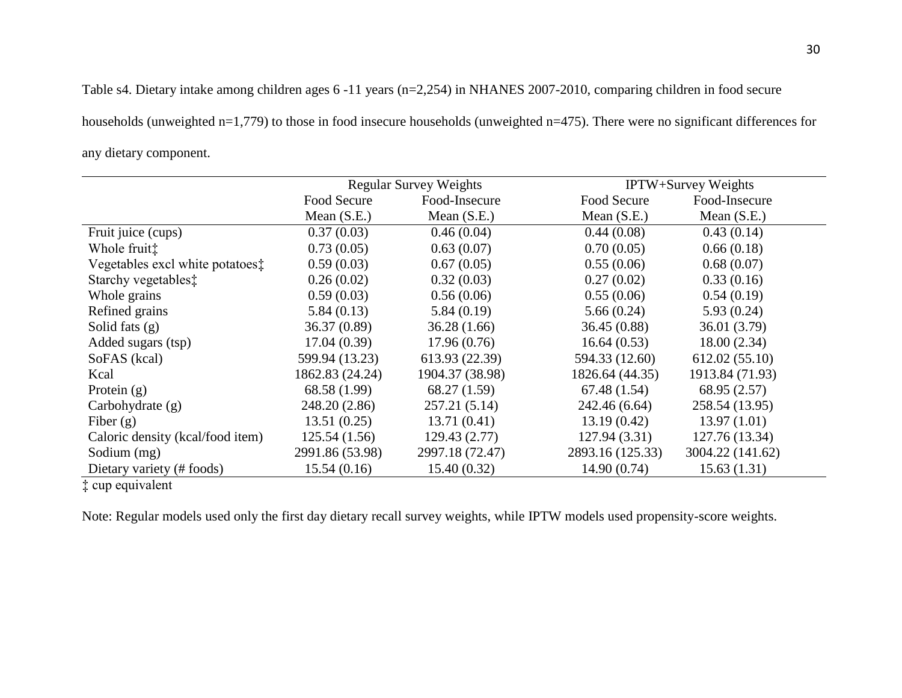Table s4. Dietary intake among children ages 6 -11 years (n=2,254) in NHANES 2007-2010, comparing children in food secure households (unweighted n=1,779) to those in food insecure households (unweighted n=475). There were no significant differences for any dietary component.

| | Regular Survey Weights | | IPTW+Survey Weights | |
|---|---|---|---|---|
| | Food Secure | Food-Insecure | Food Secure | Food-Insecure |
| | Mean (S.E.) | Mean (S.E.) | Mean (S.E.) | Mean (S.E.) |
| Fruit juice (cups) | 0.37 (0.03) | 0.46 (0.04) | 0.44 (0.08) | 0.43 (0.14) |
| Whole fruit‡ | 0.73 (0.05) | 0.63 (0.07) | 0.70 (0.05) | 0.66 (0.18) |
| Vegetables excl white potatoes‡ | 0.59 (0.03) | 0.67 (0.05) | 0.55 (0.06) | 0.68 (0.07) |
| Starchy vegetables‡ | 0.26 (0.02) | 0.32 (0.03) | 0.27 (0.02) | 0.33 (0.16) |
| Whole grains | 0.59 (0.03) | 0.56 (0.06) | 0.55 (0.06) | 0.54 (0.19) |
| Refined grains | 5.84 (0.13) | 5.84 (0.19) | 5.66 (0.24) | 5.93 (0.24) |
| Solid fats (g) | 36.37 (0.89) | 36.28 (1.66) | 36.45 (0.88) | 36.01 (3.79) |
| Added sugars (tsp) | 17.04 (0.39) | 17.96 (0.76) | 16.64 (0.53) | 18.00 (2.34) |
| SoFAS (kcal) | 599.94 (13.23) | 613.93 (22.39) | 594.33 (12.60) | 612.02 (55.10) |
| Kcal | 1862.83 (24.24) | 1904.37 (38.98) | 1826.64 (44.35) | 1913.84 (71.93) |
| Protein (g) | 68.58 (1.99) | 68.27 (1.59) | 67.48 (1.54) | 68.95 (2.57) |
| Carbohydrate (g) | 248.20 (2.86) | 257.21 (5.14) | 242.46 (6.64) | 258.54 (13.95) |
| Fiber (g) | 13.51 (0.25) | 13.71 (0.41) | 13.19 (0.42) | 13.97 (1.01) |
| Caloric density (kcal/food item) | 125.54 (1.56) | 129.43 (2.77) | 127.94 (3.31) | 127.76 (13.34) |
| Sodium (mg) | 2991.86 (53.98) | 2997.18 (72.47) | 2893.16 (125.33) | 3004.22 (141.62) |
| Dietary variety (# foods) | 15.54 (0.16) | 15.40 (0.32) | 14.90 (0.74) | 15.63 (1.31) |

‡ cup equivalent

Note: Regular models used only the first day dietary recall survey weights, while IPTW models used propensity-score weights.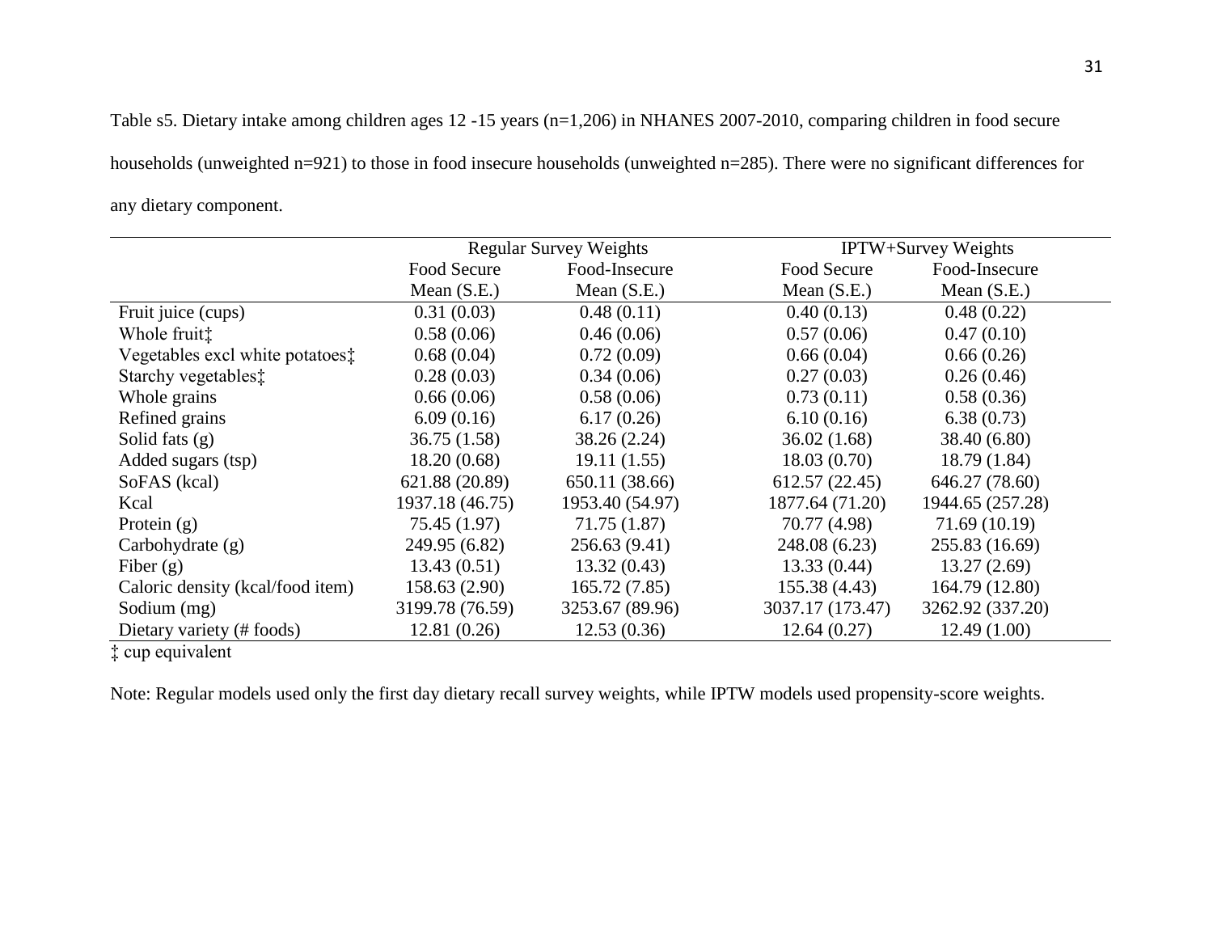Table s5. Dietary intake among children ages 12 -15 years (n=1,206) in NHANES 2007-2010, comparing children in food secure households (unweighted n=921) to those in food insecure households (unweighted n=285). There were no significant differences for any dietary component.

| | Regular Survey Weights | | IPTW+Survey Weights | |
|---|---|---|---|---|
| | Food Secure | Food-Insecure | Food Secure | Food-Insecure |
| | Mean (S.E.) | Mean (S.E.) | Mean (S.E.) | Mean (S.E.) |
| Fruit juice (cups) | 0.31 (0.03) | 0.48 (0.11) | 0.40 (0.13) | 0.48 (0.22) |
| Whole fruit‡ | 0.58 (0.06) | 0.46 (0.06) | 0.57 (0.06) | 0.47 (0.10) |
| Vegetables excl white potatoes‡ | 0.68 (0.04) | 0.72 (0.09) | 0.66 (0.04) | 0.66 (0.26) |
| Starchy vegetables‡ | 0.28 (0.03) | 0.34 (0.06) | 0.27 (0.03) | 0.26 (0.46) |
| Whole grains | 0.66 (0.06) | 0.58 (0.06) | 0.73 (0.11) | 0.58 (0.36) |
| Refined grains | 6.09 (0.16) | 6.17 (0.26) | 6.10 (0.16) | 6.38 (0.73) |
| Solid fats (g) | 36.75 (1.58) | 38.26 (2.24) | 36.02 (1.68) | 38.40 (6.80) |
| Added sugars (tsp) | 18.20 (0.68) | 19.11 (1.55) | 18.03 (0.70) | 18.79 (1.84) |
| SoFAS (kcal) | 621.88 (20.89) | 650.11 (38.66) | 612.57 (22.45) | 646.27 (78.60) |
| Kcal | 1937.18 (46.75) | 1953.40 (54.97) | 1877.64 (71.20) | 1944.65 (257.28) |
| Protein (g) | 75.45 (1.97) | 71.75 (1.87) | 70.77 (4.98) | 71.69 (10.19) |
| Carbohydrate (g) | 249.95 (6.82) | 256.63 (9.41) | 248.08 (6.23) | 255.83 (16.69) |
| Fiber (g) | 13.43 (0.51) | 13.32 (0.43) | 13.33 (0.44) | 13.27 (2.69) |
| Caloric density (kcal/food item) | 158.63 (2.90) | 165.72 (7.85) | 155.38 (4.43) | 164.79 (12.80) |
| Sodium (mg) | 3199.78 (76.59) | 3253.67 (89.96) | 3037.17 (173.47) | 3262.92 (337.20) |
| Dietary variety (# foods) | 12.81 (0.26) | 12.53 (0.36) | 12.64 (0.27) | 12.49 (1.00) |

‡ cup equivalent

Note: Regular models used only the first day dietary recall survey weights, while IPTW models used propensity-score weights.